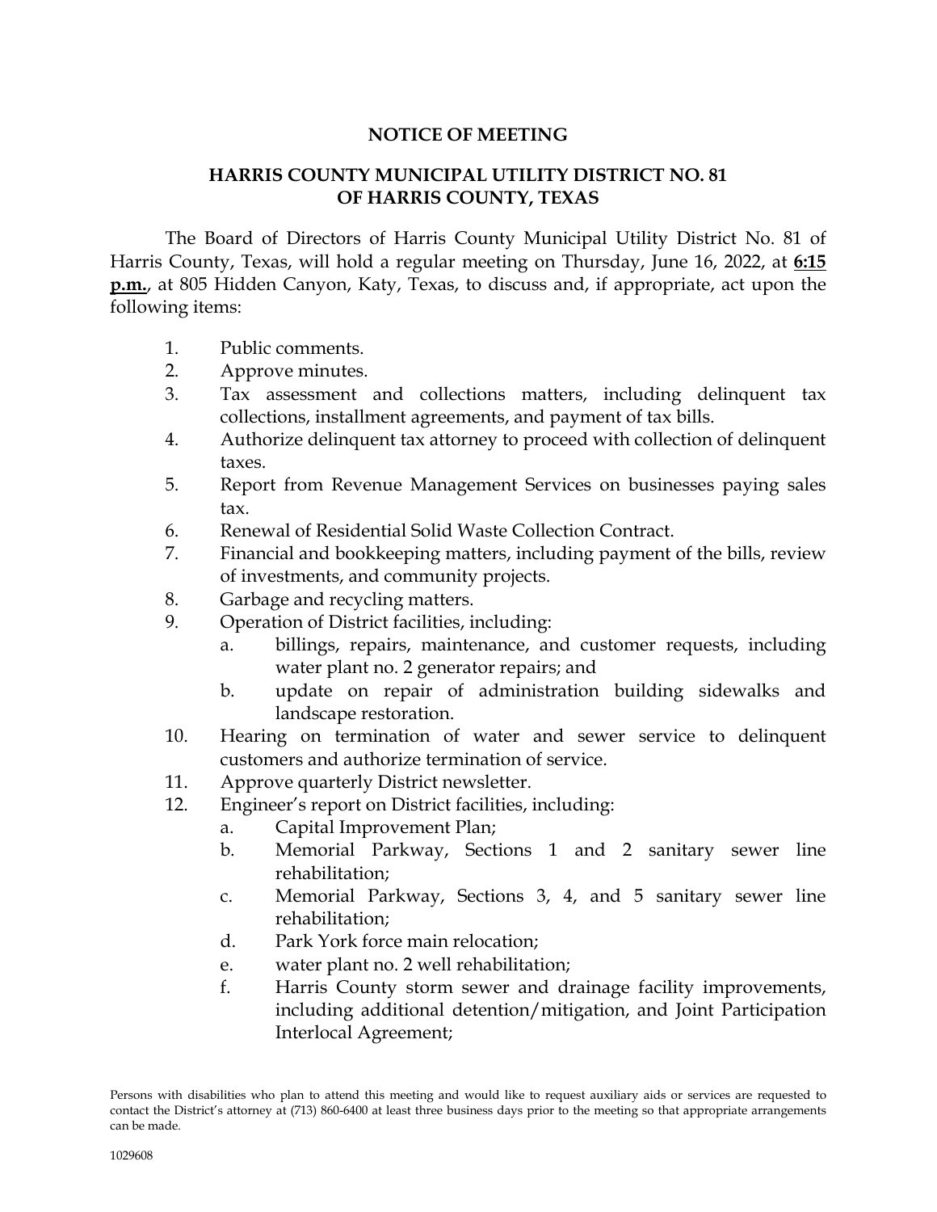**NOTICE OF MEETING**

**HARRIS COUNTY MUNICIPAL UTILITY DISTRICT NO. 81**
**OF HARRIS COUNTY, TEXAS**

The Board of Directors of Harris County Municipal Utility District No. 81 of Harris County, Texas, will hold a regular meeting on Thursday, June 16, 2022, at **6:15 p.m.**, at 805 Hidden Canyon, Katy, Texas, to discuss and, if appropriate, act upon the following items:

1. Public comments.
2. Approve minutes.
3. Tax assessment and collections matters, including delinquent tax collections, installment agreements, and payment of tax bills.
4. Authorize delinquent tax attorney to proceed with collection of delinquent taxes.
5. Report from Revenue Management Services on businesses paying sales tax.
6. Renewal of Residential Solid Waste Collection Contract.
7. Financial and bookkeeping matters, including payment of the bills, review of investments, and community projects.
8. Garbage and recycling matters.
9. Operation of District facilities, including:
   a. billings, repairs, maintenance, and customer requests, including water plant no. 2 generator repairs; and
   b. update on repair of administration building sidewalks and landscape restoration.
10. Hearing on termination of water and sewer service to delinquent customers and authorize termination of service.
11. Approve quarterly District newsletter.
12. Engineer's report on District facilities, including:
    a. Capital Improvement Plan;
    b. Memorial Parkway, Sections 1 and 2 sanitary sewer line rehabilitation;
    c. Memorial Parkway, Sections 3, 4, and 5 sanitary sewer line rehabilitation;
    d. Park York force main relocation;
    e. water plant no. 2 well rehabilitation;
    f. Harris County storm sewer and drainage facility improvements, including additional detention/mitigation, and Joint Participation Interlocal Agreement;

Persons with disabilities who plan to attend this meeting and would like to request auxiliary aids or services are requested to contact the District's attorney at (713) 860-6400 at least three business days prior to the meeting so that appropriate arrangements can be made.

1029608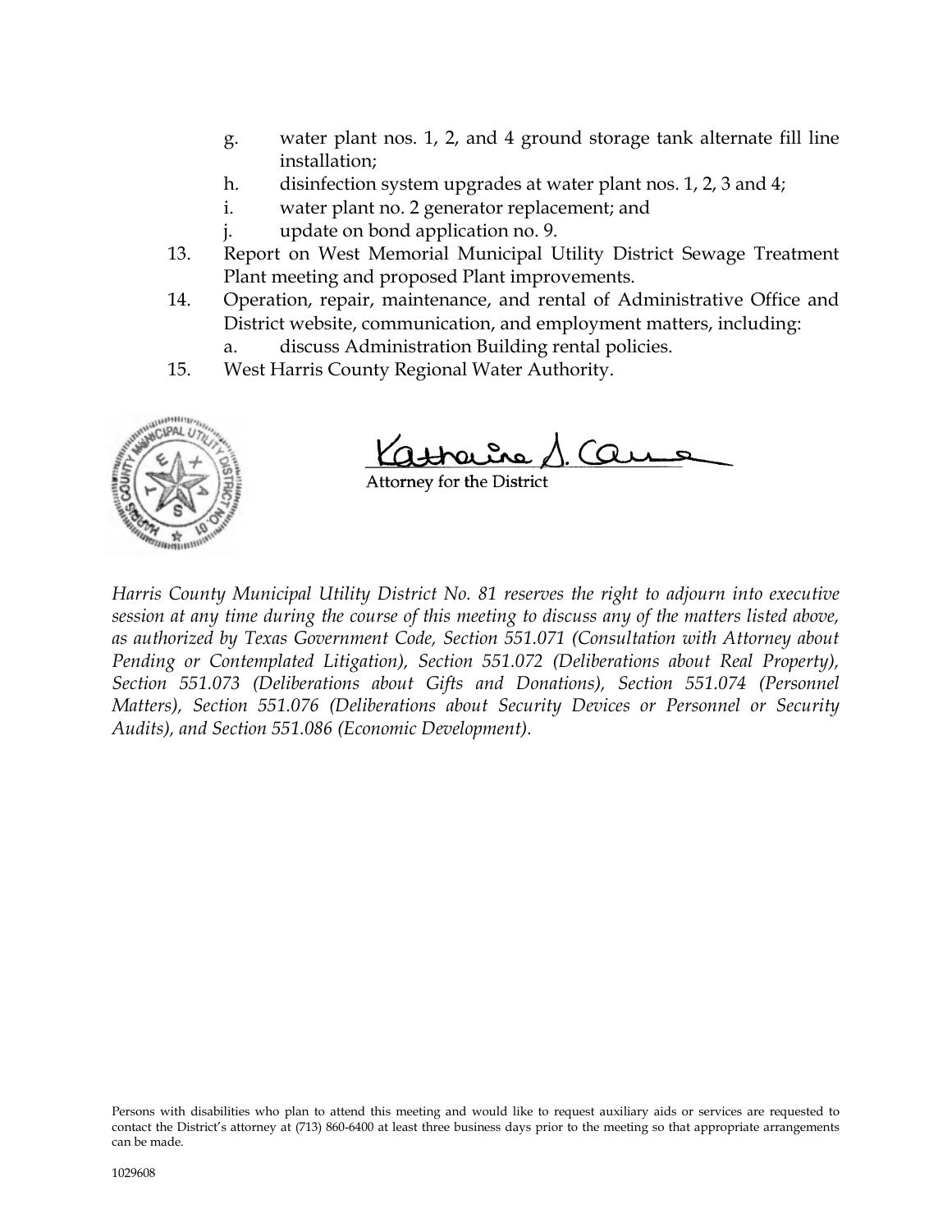g. water plant nos. 1, 2, and 4 ground storage tank alternate fill line installation;
h. disinfection system upgrades at water plant nos. 1, 2, 3 and 4;
i. water plant no. 2 generator replacement; and
j. update on bond application no. 9.

13. Report on West Memorial Municipal Utility District Sewage Treatment Plant meeting and proposed Plant improvements.
14. Operation, repair, maintenance, and rental of Administrative Office and District website, communication, and employment matters, including:
    a. discuss Administration Building rental policies.
15. West Harris County Regional Water Authority.

Katharine S. Cama

Attorney for the District

*Harris County Municipal Utility District No. 81 reserves the right to adjourn into executive session at any time during the course of this meeting to discuss any of the matters listed above, as authorized by Texas Government Code, Section 551.071 (Consultation with Attorney about Pending or Contemplated Litigation), Section 551.072 (Deliberations about Real Property), Section 551.073 (Deliberations about Gifts and Donations), Section 551.074 (Personnel Matters), Section 551.076 (Deliberations about Security Devices or Personnel or Security Audits), and Section 551.086 (Economic Development).*

Persons with disabilities who plan to attend this meeting and would like to request auxiliary aids or services are requested to contact the District's attorney at (713) 860-6400 at least three business days prior to the meeting so that appropriate arrangements can be made.

1029608